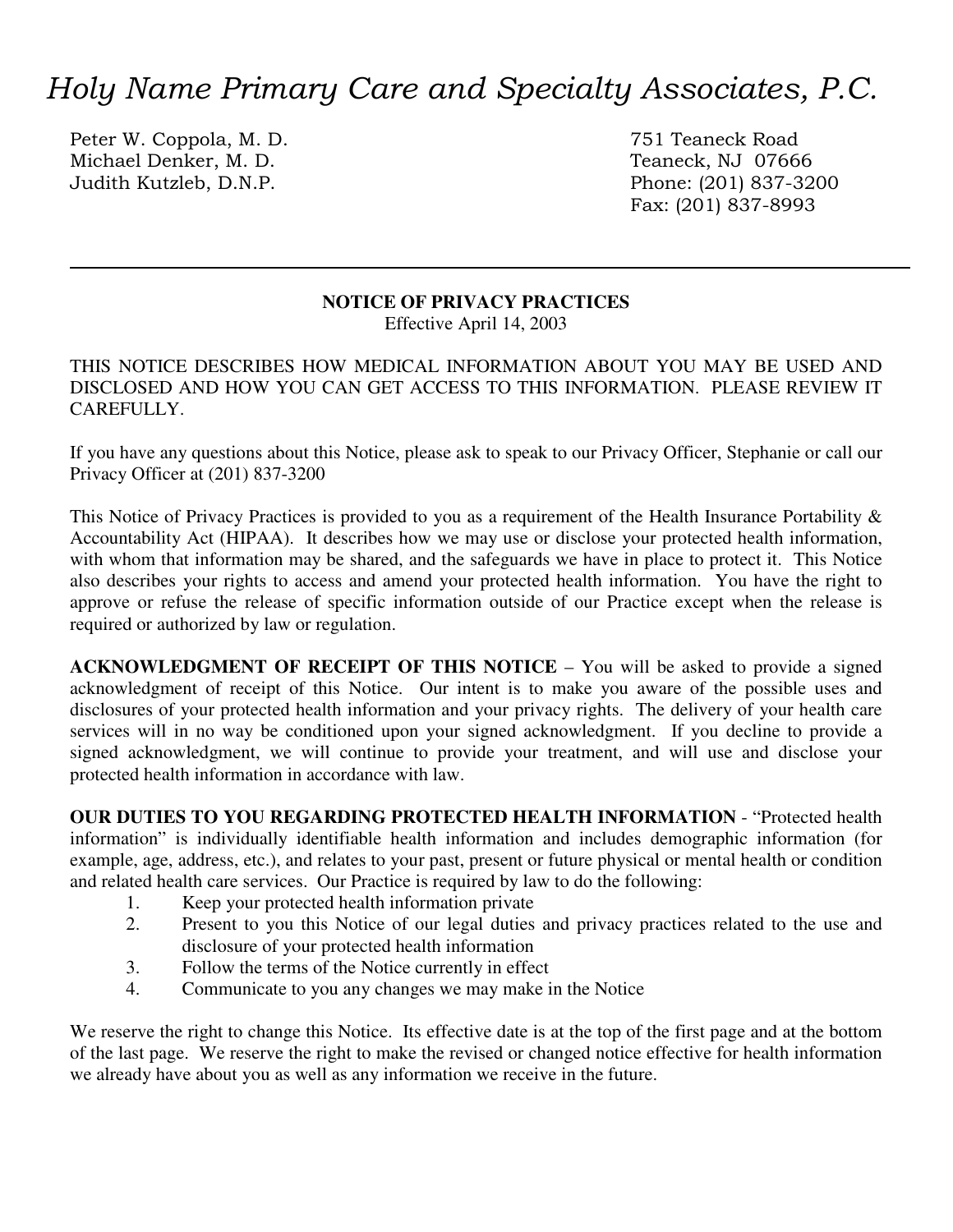# *Holy Name Primary Care and Specialty Associates, P.C.*

Peter W. Coppola, M. D.
Michael Denker, M. D.
Judith Kutzleb, D.N.P.

751 Teaneck Road
Teaneck, NJ 07666
Phone: (201) 837-3200
Fax: (201) 837-8993

---

## NOTICE OF PRIVACY PRACTICES

Effective April 14, 2003

THIS NOTICE DESCRIBES HOW MEDICAL INFORMATION ABOUT YOU MAY BE USED AND DISCLOSED AND HOW YOU CAN GET ACCESS TO THIS INFORMATION. PLEASE REVIEW IT CAREFULLY.

If you have any questions about this Notice, please ask to speak to our Privacy Officer, Stephanie or call our Privacy Officer at (201) 837-3200

This Notice of Privacy Practices is provided to you as a requirement of the Health Insurance Portability & Accountability Act (HIPAA). It describes how we may use or disclose your protected health information, with whom that information may be shared, and the safeguards we have in place to protect it. This Notice also describes your rights to access and amend your protected health information. You have the right to approve or refuse the release of specific information outside of our Practice except when the release is required or authorized by law or regulation.

**ACKNOWLEDGMENT OF RECEIPT OF THIS NOTICE** – You will be asked to provide a signed acknowledgment of receipt of this Notice. Our intent is to make you aware of the possible uses and disclosures of your protected health information and your privacy rights. The delivery of your health care services will in no way be conditioned upon your signed acknowledgment. If you decline to provide a signed acknowledgment, we will continue to provide your treatment, and will use and disclose your protected health information in accordance with law.

**OUR DUTIES TO YOU REGARDING PROTECTED HEALTH INFORMATION** - "Protected health information" is individually identifiable health information and includes demographic information (for example, age, address, etc.), and relates to your past, present or future physical or mental health or condition and related health care services. Our Practice is required by law to do the following:

1. Keep your protected health information private
2. Present to you this Notice of our legal duties and privacy practices related to the use and disclosure of your protected health information
3. Follow the terms of the Notice currently in effect
4. Communicate to you any changes we may make in the Notice

We reserve the right to change this Notice. Its effective date is at the top of the first page and at the bottom of the last page. We reserve the right to make the revised or changed notice effective for health information we already have about you as well as any information we receive in the future.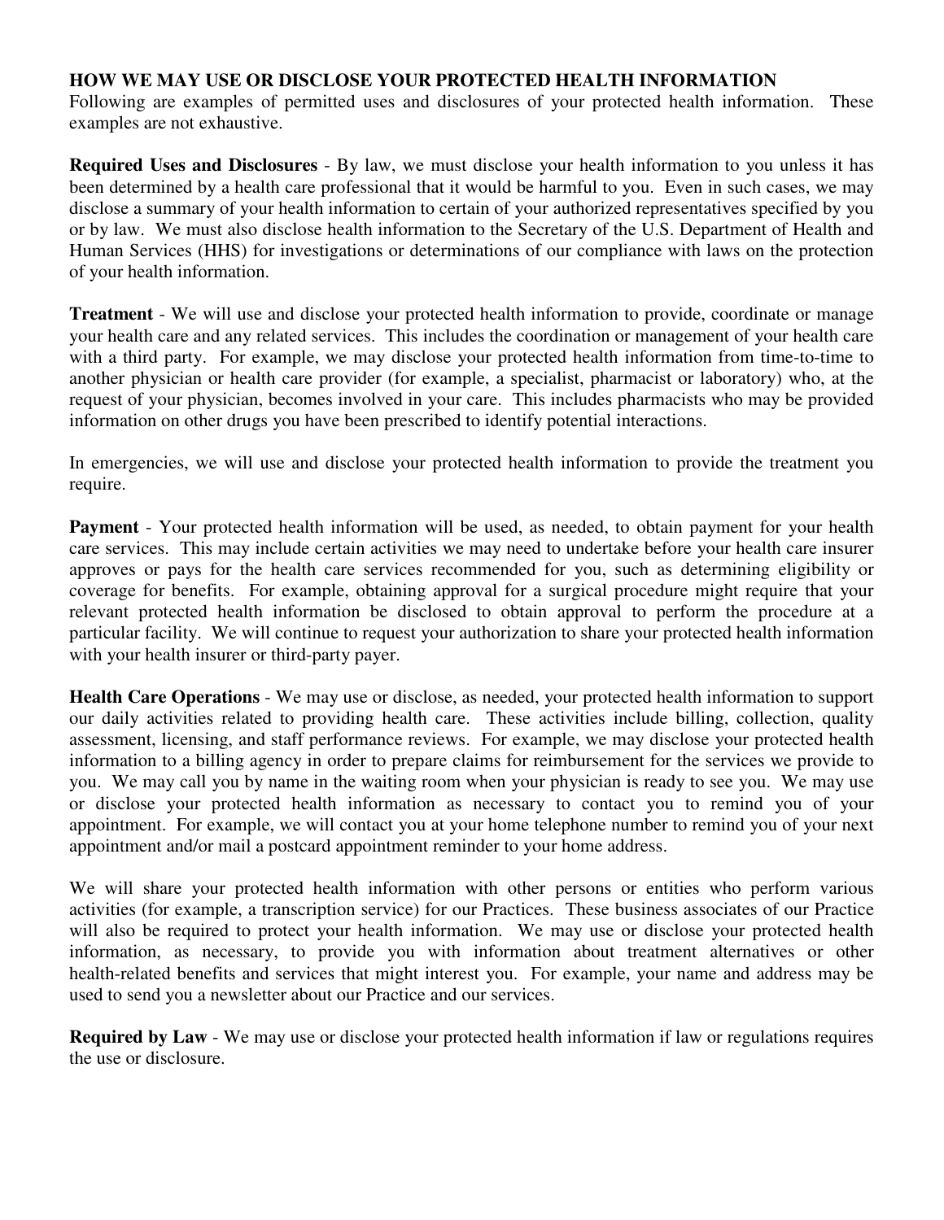## HOW WE MAY USE OR DISCLOSE YOUR PROTECTED HEALTH INFORMATION

Following are examples of permitted uses and disclosures of your protected health information. These examples are not exhaustive.

**Required Uses and Disclosures** - By law, we must disclose your health information to you unless it has been determined by a health care professional that it would be harmful to you. Even in such cases, we may disclose a summary of your health information to certain of your authorized representatives specified by you or by law. We must also disclose health information to the Secretary of the U.S. Department of Health and Human Services (HHS) for investigations or determinations of our compliance with laws on the protection of your health information.

**Treatment** - We will use and disclose your protected health information to provide, coordinate or manage your health care and any related services. This includes the coordination or management of your health care with a third party. For example, we may disclose your protected health information from time-to-time to another physician or health care provider (for example, a specialist, pharmacist or laboratory) who, at the request of your physician, becomes involved in your care. This includes pharmacists who may be provided information on other drugs you have been prescribed to identify potential interactions.

In emergencies, we will use and disclose your protected health information to provide the treatment you require.

**Payment** - Your protected health information will be used, as needed, to obtain payment for your health care services. This may include certain activities we may need to undertake before your health care insurer approves or pays for the health care services recommended for you, such as determining eligibility or coverage for benefits. For example, obtaining approval for a surgical procedure might require that your relevant protected health information be disclosed to obtain approval to perform the procedure at a particular facility. We will continue to request your authorization to share your protected health information with your health insurer or third-party payer.

**Health Care Operations** - We may use or disclose, as needed, your protected health information to support our daily activities related to providing health care. These activities include billing, collection, quality assessment, licensing, and staff performance reviews. For example, we may disclose your protected health information to a billing agency in order to prepare claims for reimbursement for the services we provide to you. We may call you by name in the waiting room when your physician is ready to see you. We may use or disclose your protected health information as necessary to contact you to remind you of your appointment. For example, we will contact you at your home telephone number to remind you of your next appointment and/or mail a postcard appointment reminder to your home address.

We will share your protected health information with other persons or entities who perform various activities (for example, a transcription service) for our Practices. These business associates of our Practice will also be required to protect your health information. We may use or disclose your protected health information, as necessary, to provide you with information about treatment alternatives or other health-related benefits and services that might interest you. For example, your name and address may be used to send you a newsletter about our Practice and our services.

**Required by Law** - We may use or disclose your protected health information if law or regulations requires the use or disclosure.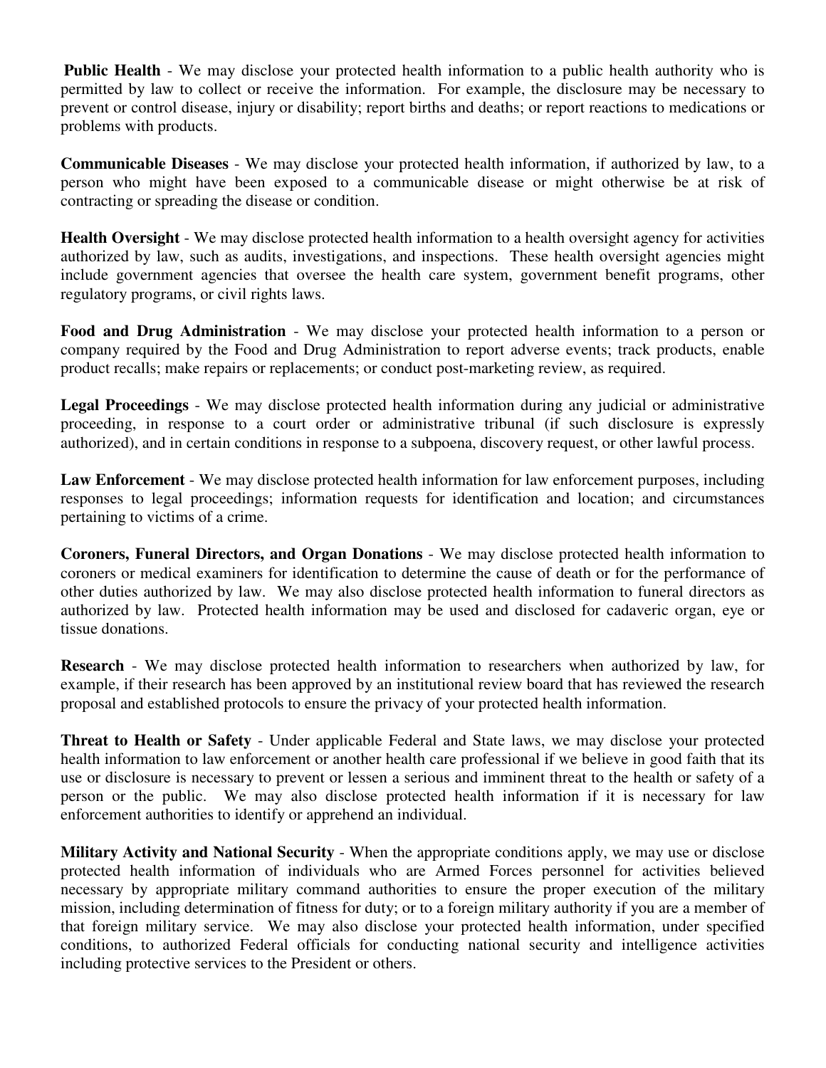**Public Health** - We may disclose your protected health information to a public health authority who is permitted by law to collect or receive the information. For example, the disclosure may be necessary to prevent or control disease, injury or disability; report births and deaths; or report reactions to medications or problems with products.

**Communicable Diseases** - We may disclose your protected health information, if authorized by law, to a person who might have been exposed to a communicable disease or might otherwise be at risk of contracting or spreading the disease or condition.

**Health Oversight** - We may disclose protected health information to a health oversight agency for activities authorized by law, such as audits, investigations, and inspections. These health oversight agencies might include government agencies that oversee the health care system, government benefit programs, other regulatory programs, or civil rights laws.

**Food and Drug Administration** - We may disclose your protected health information to a person or company required by the Food and Drug Administration to report adverse events; track products, enable product recalls; make repairs or replacements; or conduct post-marketing review, as required.

**Legal Proceedings** - We may disclose protected health information during any judicial or administrative proceeding, in response to a court order or administrative tribunal (if such disclosure is expressly authorized), and in certain conditions in response to a subpoena, discovery request, or other lawful process.

**Law Enforcement** - We may disclose protected health information for law enforcement purposes, including responses to legal proceedings; information requests for identification and location; and circumstances pertaining to victims of a crime.

**Coroners, Funeral Directors, and Organ Donations** - We may disclose protected health information to coroners or medical examiners for identification to determine the cause of death or for the performance of other duties authorized by law. We may also disclose protected health information to funeral directors as authorized by law. Protected health information may be used and disclosed for cadaveric organ, eye or tissue donations.

**Research** - We may disclose protected health information to researchers when authorized by law, for example, if their research has been approved by an institutional review board that has reviewed the research proposal and established protocols to ensure the privacy of your protected health information.

**Threat to Health or Safety** - Under applicable Federal and State laws, we may disclose your protected health information to law enforcement or another health care professional if we believe in good faith that its use or disclosure is necessary to prevent or lessen a serious and imminent threat to the health or safety of a person or the public. We may also disclose protected health information if it is necessary for law enforcement authorities to identify or apprehend an individual.

**Military Activity and National Security** - When the appropriate conditions apply, we may use or disclose protected health information of individuals who are Armed Forces personnel for activities believed necessary by appropriate military command authorities to ensure the proper execution of the military mission, including determination of fitness for duty; or to a foreign military authority if you are a member of that foreign military service. We may also disclose your protected health information, under specified conditions, to authorized Federal officials for conducting national security and intelligence activities including protective services to the President or others.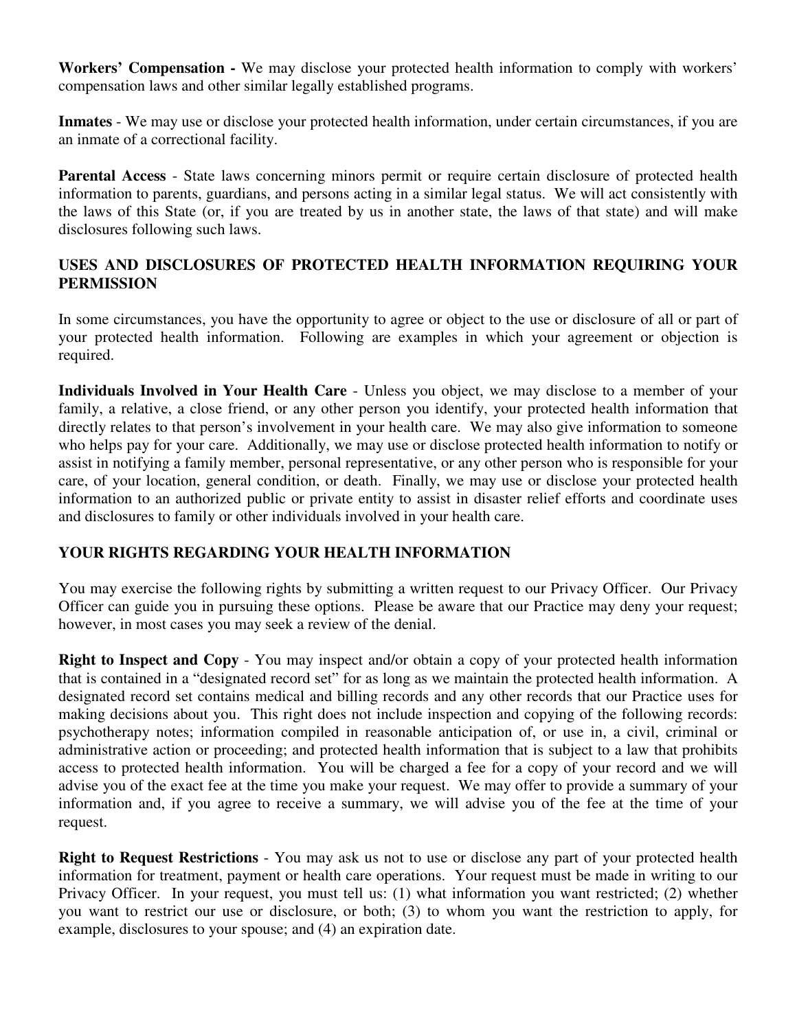**Workers' Compensation -** We may disclose your protected health information to comply with workers' compensation laws and other similar legally established programs.

**Inmates** - We may use or disclose your protected health information, under certain circumstances, if you are an inmate of a correctional facility.

**Parental Access** - State laws concerning minors permit or require certain disclosure of protected health information to parents, guardians, and persons acting in a similar legal status. We will act consistently with the laws of this State (or, if you are treated by us in another state, the laws of that state) and will make disclosures following such laws.

## USES AND DISCLOSURES OF PROTECTED HEALTH INFORMATION REQUIRING YOUR PERMISSION

In some circumstances, you have the opportunity to agree or object to the use or disclosure of all or part of your protected health information. Following are examples in which your agreement or objection is required.

**Individuals Involved in Your Health Care** - Unless you object, we may disclose to a member of your family, a relative, a close friend, or any other person you identify, your protected health information that directly relates to that person's involvement in your health care. We may also give information to someone who helps pay for your care. Additionally, we may use or disclose protected health information to notify or assist in notifying a family member, personal representative, or any other person who is responsible for your care, of your location, general condition, or death. Finally, we may use or disclose your protected health information to an authorized public or private entity to assist in disaster relief efforts and coordinate uses and disclosures to family or other individuals involved in your health care.

## YOUR RIGHTS REGARDING YOUR HEALTH INFORMATION

You may exercise the following rights by submitting a written request to our Privacy Officer. Our Privacy Officer can guide you in pursuing these options. Please be aware that our Practice may deny your request; however, in most cases you may seek a review of the denial.

**Right to Inspect and Copy** - You may inspect and/or obtain a copy of your protected health information that is contained in a "designated record set" for as long as we maintain the protected health information. A designated record set contains medical and billing records and any other records that our Practice uses for making decisions about you. This right does not include inspection and copying of the following records: psychotherapy notes; information compiled in reasonable anticipation of, or use in, a civil, criminal or administrative action or proceeding; and protected health information that is subject to a law that prohibits access to protected health information. You will be charged a fee for a copy of your record and we will advise you of the exact fee at the time you make your request. We may offer to provide a summary of your information and, if you agree to receive a summary, we will advise you of the fee at the time of your request.

**Right to Request Restrictions** - You may ask us not to use or disclose any part of your protected health information for treatment, payment or health care operations. Your request must be made in writing to our Privacy Officer. In your request, you must tell us: (1) what information you want restricted; (2) whether you want to restrict our use or disclosure, or both; (3) to whom you want the restriction to apply, for example, disclosures to your spouse; and (4) an expiration date.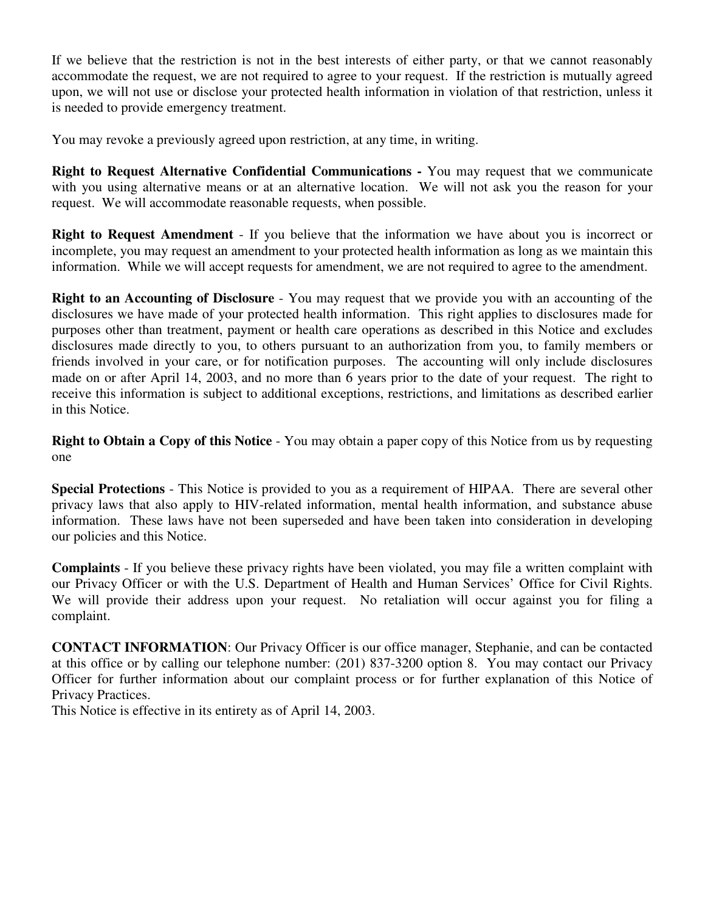If we believe that the restriction is not in the best interests of either party, or that we cannot reasonably accommodate the request, we are not required to agree to your request. If the restriction is mutually agreed upon, we will not use or disclose your protected health information in violation of that restriction, unless it is needed to provide emergency treatment.

You may revoke a previously agreed upon restriction, at any time, in writing.

**Right to Request Alternative Confidential Communications -** You may request that we communicate with you using alternative means or at an alternative location. We will not ask you the reason for your request. We will accommodate reasonable requests, when possible.

**Right to Request Amendment** - If you believe that the information we have about you is incorrect or incomplete, you may request an amendment to your protected health information as long as we maintain this information. While we will accept requests for amendment, we are not required to agree to the amendment.

**Right to an Accounting of Disclosure** - You may request that we provide you with an accounting of the disclosures we have made of your protected health information. This right applies to disclosures made for purposes other than treatment, payment or health care operations as described in this Notice and excludes disclosures made directly to you, to others pursuant to an authorization from you, to family members or friends involved in your care, or for notification purposes. The accounting will only include disclosures made on or after April 14, 2003, and no more than 6 years prior to the date of your request. The right to receive this information is subject to additional exceptions, restrictions, and limitations as described earlier in this Notice.

**Right to Obtain a Copy of this Notice** - You may obtain a paper copy of this Notice from us by requesting one

**Special Protections** - This Notice is provided to you as a requirement of HIPAA. There are several other privacy laws that also apply to HIV-related information, mental health information, and substance abuse information. These laws have not been superseded and have been taken into consideration in developing our policies and this Notice.

**Complaints** - If you believe these privacy rights have been violated, you may file a written complaint with our Privacy Officer or with the U.S. Department of Health and Human Services' Office for Civil Rights. We will provide their address upon your request. No retaliation will occur against you for filing a complaint.

**CONTACT INFORMATION**: Our Privacy Officer is our office manager, Stephanie, and can be contacted at this office or by calling our telephone number: (201) 837-3200 option 8. You may contact our Privacy Officer for further information about our complaint process or for further explanation of this Notice of Privacy Practices.
This Notice is effective in its entirety as of April 14, 2003.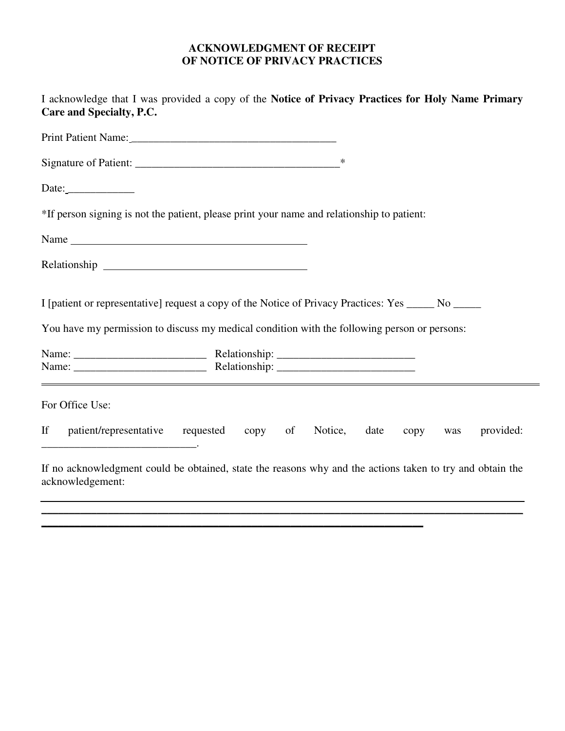# ACKNOWLEDGMENT OF RECEIPT OF NOTICE OF PRIVACY PRACTICES

I acknowledge that I was provided a copy of the **Notice of Privacy Practices for Holy Name Primary Care and Specialty, P.C.**

Print Patient Name: _____________________________________

Signature of Patient: _____________________________________*

Date: ____________

*If person signing is not the patient, please print your name and relationship to patient:

Name ____________________________________________

Relationship ____________________________________

I [patient or representative] request a copy of the Notice of Privacy Practices: Yes _____ No _____

You have my permission to discuss my medical condition with the following person or persons:

Name: ________________________ Relationship: _________________________
Name: ________________________ Relationship: _________________________

---

For Office Use:

If patient/representative requested copy of Notice, date copy was provided: ____________________________.

If no acknowledgment could be obtained, state the reasons why and the actions taken to try and obtain the acknowledgement:

_____________________________________________________________________________________
_____________________________________________________________________________________
______________________________________________________________________